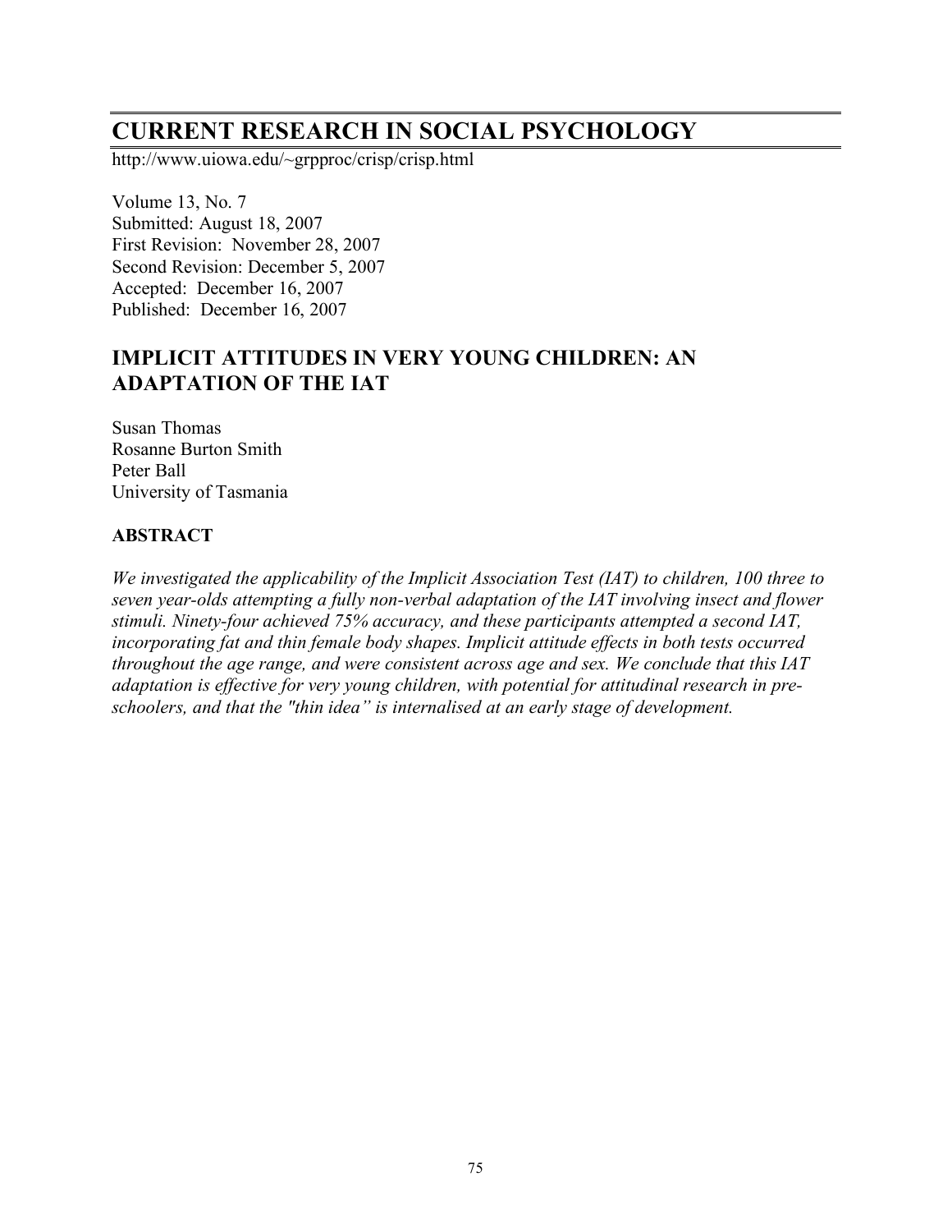# CURRENT RESEARCH IN SOCIAL PSYCHOLOGY

http://www.uiowa.edu/~grpproc/crisp/crisp.html

Volume 13, No. 7
Submitted: August 18, 2007
First Revision: November 28, 2007
Second Revision: December 5, 2007
Accepted: December 16, 2007
Published: December 16, 2007

## IMPLICIT ATTITUDES IN VERY YOUNG CHILDREN: AN ADAPTATION OF THE IAT

Susan Thomas
Rosanne Burton Smith
Peter Ball
University of Tasmania

### ABSTRACT

*We investigated the applicability of the Implicit Association Test (IAT) to children, 100 three to seven year-olds attempting a fully non-verbal adaptation of the IAT involving insect and flower stimuli. Ninety-four achieved 75% accuracy, and these participants attempted a second IAT, incorporating fat and thin female body shapes. Implicit attitude effects in both tests occurred throughout the age range, and were consistent across age and sex. We conclude that this IAT adaptation is effective for very young children, with potential for attitudinal research in pre-schoolers, and that the "thin idea" is internalised at an early stage of development.*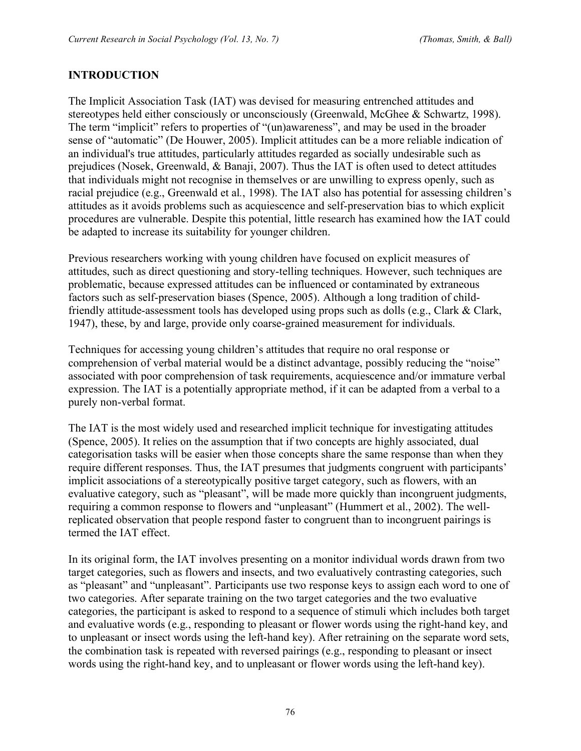## INTRODUCTION

The Implicit Association Task (IAT) was devised for measuring entrenched attitudes and stereotypes held either consciously or unconsciously (Greenwald, McGhee & Schwartz, 1998). The term "implicit" refers to properties of "(un)awareness", and may be used in the broader sense of "automatic" (De Houwer, 2005). Implicit attitudes can be a more reliable indication of an individual's true attitudes, particularly attitudes regarded as socially undesirable such as prejudices (Nosek, Greenwald, & Banaji, 2007). Thus the IAT is often used to detect attitudes that individuals might not recognise in themselves or are unwilling to express openly, such as racial prejudice (e.g., Greenwald et al., 1998). The IAT also has potential for assessing children's attitudes as it avoids problems such as acquiescence and self-preservation bias to which explicit procedures are vulnerable. Despite this potential, little research has examined how the IAT could be adapted to increase its suitability for younger children.

Previous researchers working with young children have focused on explicit measures of attitudes, such as direct questioning and story-telling techniques. However, such techniques are problematic, because expressed attitudes can be influenced or contaminated by extraneous factors such as self-preservation biases (Spence, 2005). Although a long tradition of child-friendly attitude-assessment tools has developed using props such as dolls (e.g., Clark & Clark, 1947), these, by and large, provide only coarse-grained measurement for individuals.

Techniques for accessing young children's attitudes that require no oral response or comprehension of verbal material would be a distinct advantage, possibly reducing the "noise" associated with poor comprehension of task requirements, acquiescence and/or immature verbal expression. The IAT is a potentially appropriate method, if it can be adapted from a verbal to a purely non-verbal format.

The IAT is the most widely used and researched implicit technique for investigating attitudes (Spence, 2005). It relies on the assumption that if two concepts are highly associated, dual categorisation tasks will be easier when those concepts share the same response than when they require different responses. Thus, the IAT presumes that judgments congruent with participants' implicit associations of a stereotypically positive target category, such as flowers, with an evaluative category, such as "pleasant", will be made more quickly than incongruent judgments, requiring a common response to flowers and "unpleasant" (Hummert et al., 2002). The well-replicated observation that people respond faster to congruent than to incongruent pairings is termed the IAT effect.

In its original form, the IAT involves presenting on a monitor individual words drawn from two target categories, such as flowers and insects, and two evaluatively contrasting categories, such as "pleasant" and "unpleasant". Participants use two response keys to assign each word to one of two categories. After separate training on the two target categories and the two evaluative categories, the participant is asked to respond to a sequence of stimuli which includes both target and evaluative words (e.g., responding to pleasant or flower words using the right-hand key, and to unpleasant or insect words using the left-hand key). After retraining on the separate word sets, the combination task is repeated with reversed pairings (e.g., responding to pleasant or insect words using the right-hand key, and to unpleasant or flower words using the left-hand key).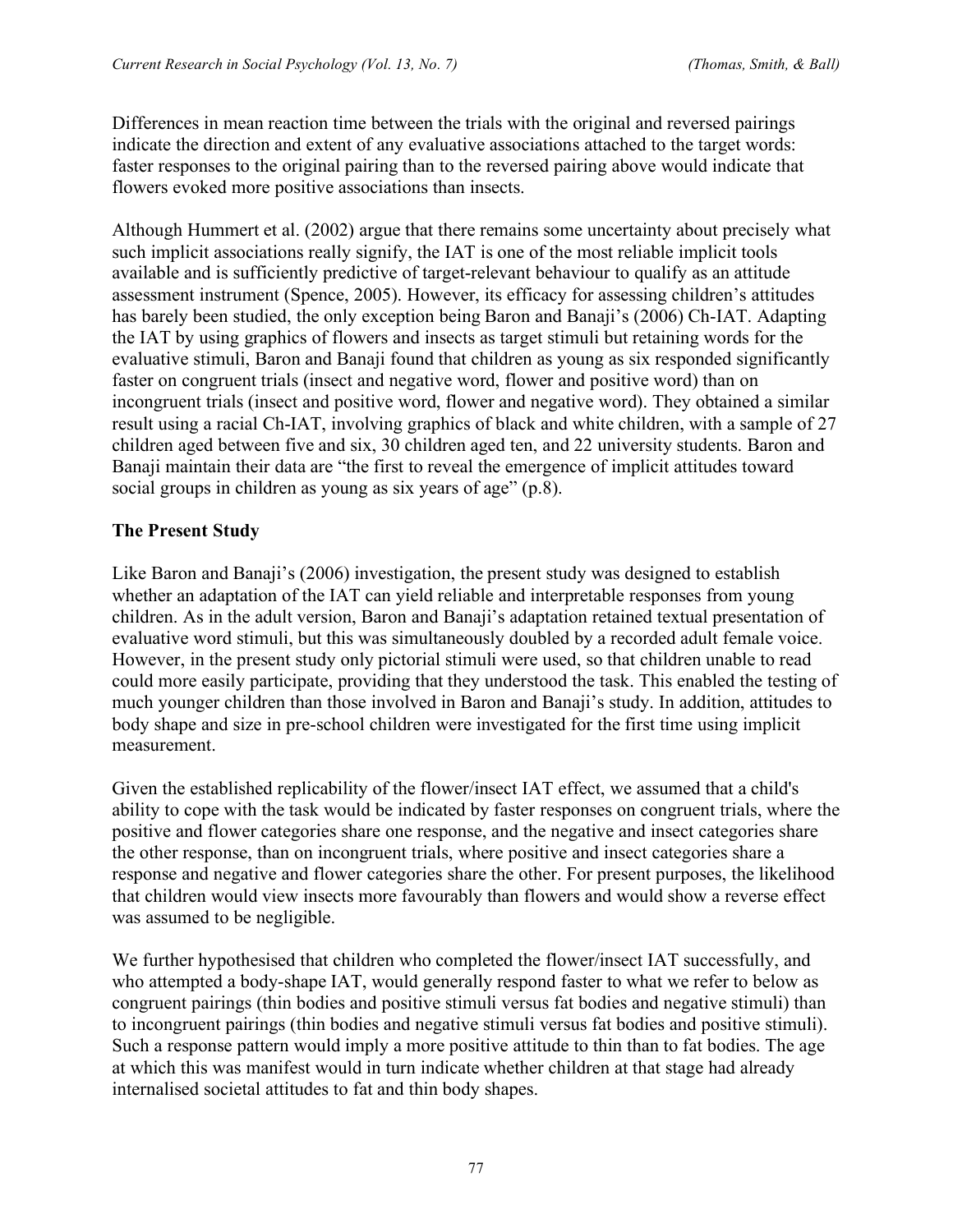Differences in mean reaction time between the trials with the original and reversed pairings indicate the direction and extent of any evaluative associations attached to the target words: faster responses to the original pairing than to the reversed pairing above would indicate that flowers evoked more positive associations than insects.

Although Hummert et al. (2002) argue that there remains some uncertainty about precisely what such implicit associations really signify, the IAT is one of the most reliable implicit tools available and is sufficiently predictive of target-relevant behaviour to qualify as an attitude assessment instrument (Spence, 2005). However, its efficacy for assessing children's attitudes has barely been studied, the only exception being Baron and Banaji's (2006) Ch-IAT. Adapting the IAT by using graphics of flowers and insects as target stimuli but retaining words for the evaluative stimuli, Baron and Banaji found that children as young as six responded significantly faster on congruent trials (insect and negative word, flower and positive word) than on incongruent trials (insect and positive word, flower and negative word). They obtained a similar result using a racial Ch-IAT, involving graphics of black and white children, with a sample of 27 children aged between five and six, 30 children aged ten, and 22 university students. Baron and Banaji maintain their data are "the first to reveal the emergence of implicit attitudes toward social groups in children as young as six years of age" (p.8).

## The Present Study

Like Baron and Banaji's (2006) investigation, the present study was designed to establish whether an adaptation of the IAT can yield reliable and interpretable responses from young children. As in the adult version, Baron and Banaji's adaptation retained textual presentation of evaluative word stimuli, but this was simultaneously doubled by a recorded adult female voice. However, in the present study only pictorial stimuli were used, so that children unable to read could more easily participate, providing that they understood the task. This enabled the testing of much younger children than those involved in Baron and Banaji's study. In addition, attitudes to body shape and size in pre-school children were investigated for the first time using implicit measurement.

Given the established replicability of the flower/insect IAT effect, we assumed that a child's ability to cope with the task would be indicated by faster responses on congruent trials, where the positive and flower categories share one response, and the negative and insect categories share the other response, than on incongruent trials, where positive and insect categories share a response and negative and flower categories share the other. For present purposes, the likelihood that children would view insects more favourably than flowers and would show a reverse effect was assumed to be negligible.

We further hypothesised that children who completed the flower/insect IAT successfully, and who attempted a body-shape IAT, would generally respond faster to what we refer to below as congruent pairings (thin bodies and positive stimuli versus fat bodies and negative stimuli) than to incongruent pairings (thin bodies and negative stimuli versus fat bodies and positive stimuli). Such a response pattern would imply a more positive attitude to thin than to fat bodies. The age at which this was manifest would in turn indicate whether children at that stage had already internalised societal attitudes to fat and thin body shapes.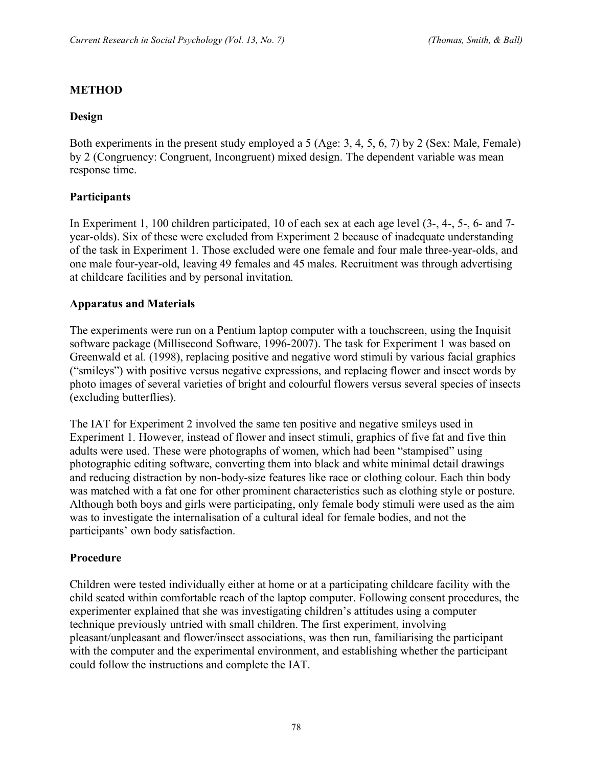## METHOD

### Design

Both experiments in the present study employed a 5 (Age: 3, 4, 5, 6, 7) by 2 (Sex: Male, Female) by 2 (Congruency: Congruent, Incongruent) mixed design. The dependent variable was mean response time.

### Participants

In Experiment 1, 100 children participated, 10 of each sex at each age level (3-, 4-, 5-, 6- and 7-year-olds). Six of these were excluded from Experiment 2 because of inadequate understanding of the task in Experiment 1. Those excluded were one female and four male three-year-olds, and one male four-year-old, leaving 49 females and 45 males. Recruitment was through advertising at childcare facilities and by personal invitation.

### Apparatus and Materials

The experiments were run on a Pentium laptop computer with a touchscreen, using the Inquisit software package (Millisecond Software, 1996-2007). The task for Experiment 1 was based on Greenwald et al. (1998), replacing positive and negative word stimuli by various facial graphics ("smileys") with positive versus negative expressions, and replacing flower and insect words by photo images of several varieties of bright and colourful flowers versus several species of insects (excluding butterflies).

The IAT for Experiment 2 involved the same ten positive and negative smileys used in Experiment 1. However, instead of flower and insect stimuli, graphics of five fat and five thin adults were used. These were photographs of women, which had been "stampised" using photographic editing software, converting them into black and white minimal detail drawings and reducing distraction by non-body-size features like race or clothing colour. Each thin body was matched with a fat one for other prominent characteristics such as clothing style or posture. Although both boys and girls were participating, only female body stimuli were used as the aim was to investigate the internalisation of a cultural ideal for female bodies, and not the participants' own body satisfaction.

### Procedure

Children were tested individually either at home or at a participating childcare facility with the child seated within comfortable reach of the laptop computer. Following consent procedures, the experimenter explained that she was investigating children's attitudes using a computer technique previously untried with small children. The first experiment, involving pleasant/unpleasant and flower/insect associations, was then run, familiarising the participant with the computer and the experimental environment, and establishing whether the participant could follow the instructions and complete the IAT.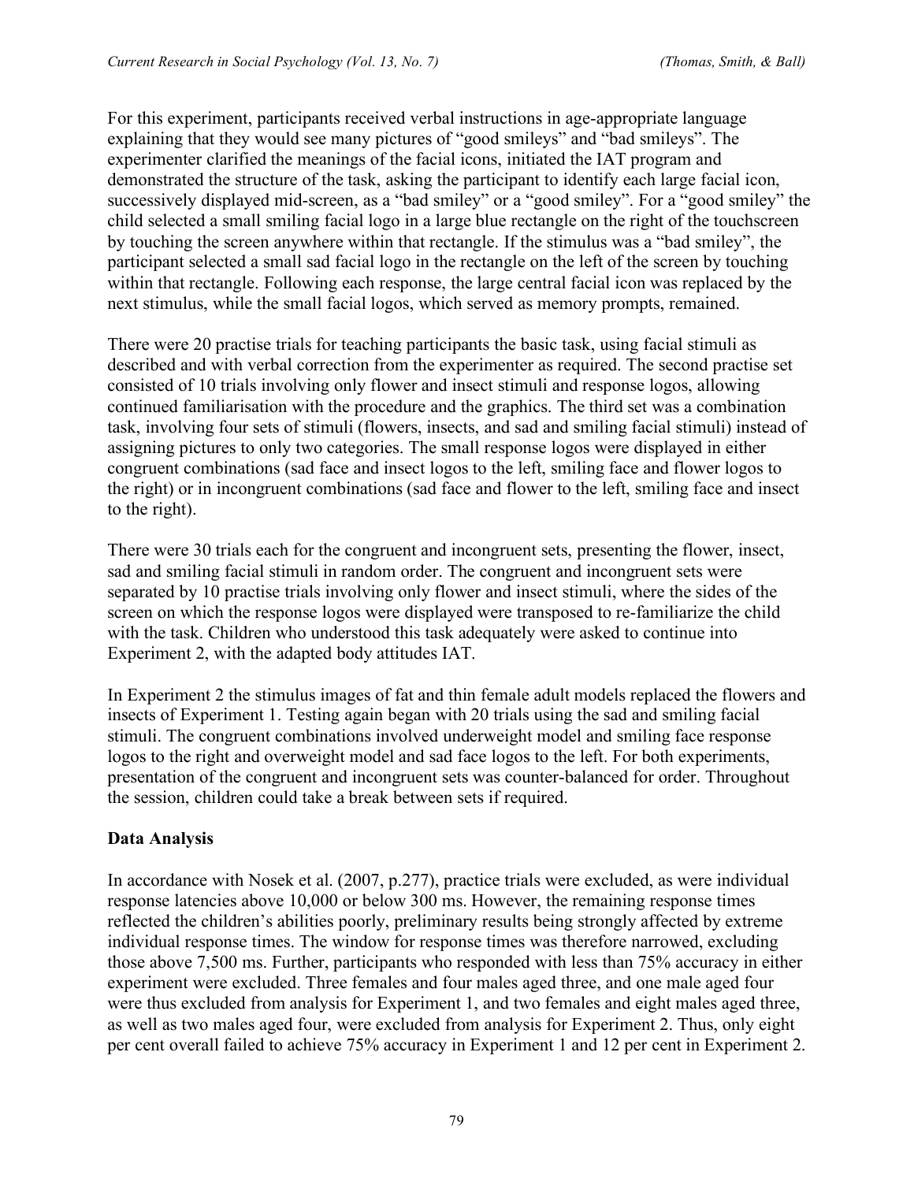For this experiment, participants received verbal instructions in age-appropriate language explaining that they would see many pictures of "good smileys" and "bad smileys". The experimenter clarified the meanings of the facial icons, initiated the IAT program and demonstrated the structure of the task, asking the participant to identify each large facial icon, successively displayed mid-screen, as a "bad smiley" or a "good smiley". For a "good smiley" the child selected a small smiling facial logo in a large blue rectangle on the right of the touchscreen by touching the screen anywhere within that rectangle. If the stimulus was a "bad smiley", the participant selected a small sad facial logo in the rectangle on the left of the screen by touching within that rectangle. Following each response, the large central facial icon was replaced by the next stimulus, while the small facial logos, which served as memory prompts, remained.

There were 20 practise trials for teaching participants the basic task, using facial stimuli as described and with verbal correction from the experimenter as required. The second practise set consisted of 10 trials involving only flower and insect stimuli and response logos, allowing continued familiarisation with the procedure and the graphics. The third set was a combination task, involving four sets of stimuli (flowers, insects, and sad and smiling facial stimuli) instead of assigning pictures to only two categories. The small response logos were displayed in either congruent combinations (sad face and insect logos to the left, smiling face and flower logos to the right) or in incongruent combinations (sad face and flower to the left, smiling face and insect to the right).

There were 30 trials each for the congruent and incongruent sets, presenting the flower, insect, sad and smiling facial stimuli in random order. The congruent and incongruent sets were separated by 10 practise trials involving only flower and insect stimuli, where the sides of the screen on which the response logos were displayed were transposed to re-familiarize the child with the task. Children who understood this task adequately were asked to continue into Experiment 2, with the adapted body attitudes IAT.

In Experiment 2 the stimulus images of fat and thin female adult models replaced the flowers and insects of Experiment 1. Testing again began with 20 trials using the sad and smiling facial stimuli. The congruent combinations involved underweight model and smiling face response logos to the right and overweight model and sad face logos to the left. For both experiments, presentation of the congruent and incongruent sets was counter-balanced for order. Throughout the session, children could take a break between sets if required.

**Data Analysis**

In accordance with Nosek et al. (2007, p.277), practice trials were excluded, as were individual response latencies above 10,000 or below 300 ms. However, the remaining response times reflected the children's abilities poorly, preliminary results being strongly affected by extreme individual response times. The window for response times was therefore narrowed, excluding those above 7,500 ms. Further, participants who responded with less than 75% accuracy in either experiment were excluded. Three females and four males aged three, and one male aged four were thus excluded from analysis for Experiment 1, and two females and eight males aged three, as well as two males aged four, were excluded from analysis for Experiment 2. Thus, only eight per cent overall failed to achieve 75% accuracy in Experiment 1 and 12 per cent in Experiment 2.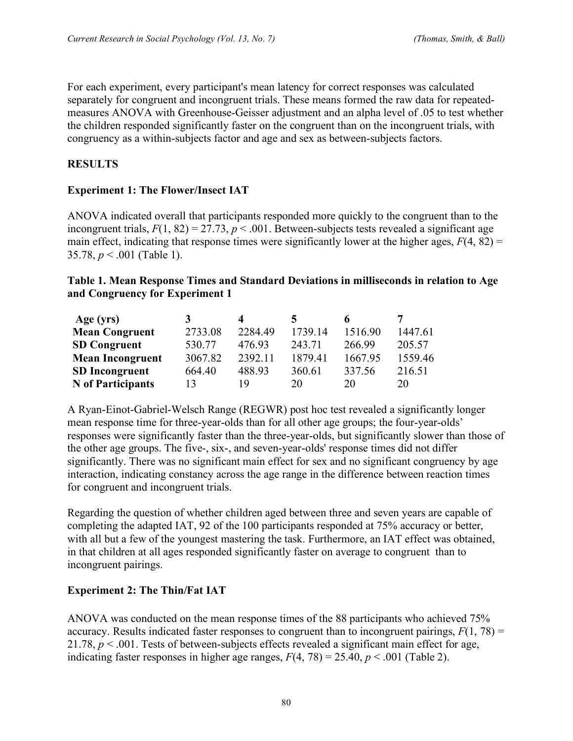For each experiment, every participant's mean latency for correct responses was calculated separately for congruent and incongruent trials. These means formed the raw data for repeated-measures ANOVA with Greenhouse-Geisser adjustment and an alpha level of .05 to test whether the children responded significantly faster on the congruent than on the incongruent trials, with congruency as a within-subjects factor and age and sex as between-subjects factors.

## RESULTS

### Experiment 1: The Flower/Insect IAT

ANOVA indicated overall that participants responded more quickly to the congruent than to the incongruent trials, $F(1, 82) = 27.73$, $p < .001$. Between-subjects tests revealed a significant age main effect, indicating that response times were significantly lower at the higher ages, $F(4, 82) = 35.78$, $p < .001$ (Table 1).

**Table 1. Mean Response Times and Standard Deviations in milliseconds in relation to Age and Congruency for Experiment 1**

| Age (yrs) | 3 | 4 | 5 | 6 | 7 |
|---|---|---|---|---|---|
| **Mean Congruent** | 2733.08 | 2284.49 | 1739.14 | 1516.90 | 1447.61 |
| **SD Congruent** | 530.77 | 476.93 | 243.71 | 266.99 | 205.57 |
| **Mean Incongruent** | 3067.82 | 2392.11 | 1879.41 | 1667.95 | 1559.46 |
| **SD Incongruent** | 664.40 | 488.93 | 360.61 | 337.56 | 216.51 |
| **N of Participants** | 13 | 19 | 20 | 20 | 20 |

A Ryan-Einot-Gabriel-Welsch Range (REGWR) post hoc test revealed a significantly longer mean response time for three-year-olds than for all other age groups; the four-year-olds' responses were significantly faster than the three-year-olds, but significantly slower than those of the other age groups. The five-, six-, and seven-year-olds' response times did not differ significantly. There was no significant main effect for sex and no significant congruency by age interaction, indicating constancy across the age range in the difference between reaction times for congruent and incongruent trials.

Regarding the question of whether children aged between three and seven years are capable of completing the adapted IAT, 92 of the 100 participants responded at 75% accuracy or better, with all but a few of the youngest mastering the task. Furthermore, an IAT effect was obtained, in that children at all ages responded significantly faster on average to congruent than to incongruent pairings.

### Experiment 2: The Thin/Fat IAT

ANOVA was conducted on the mean response times of the 88 participants who achieved 75% accuracy. Results indicated faster responses to congruent than to incongruent pairings, $F(1, 78) = 21.78$, $p < .001$. Tests of between-subjects effects revealed a significant main effect for age, indicating faster responses in higher age ranges, $F(4, 78) = 25.40$, $p < .001$ (Table 2).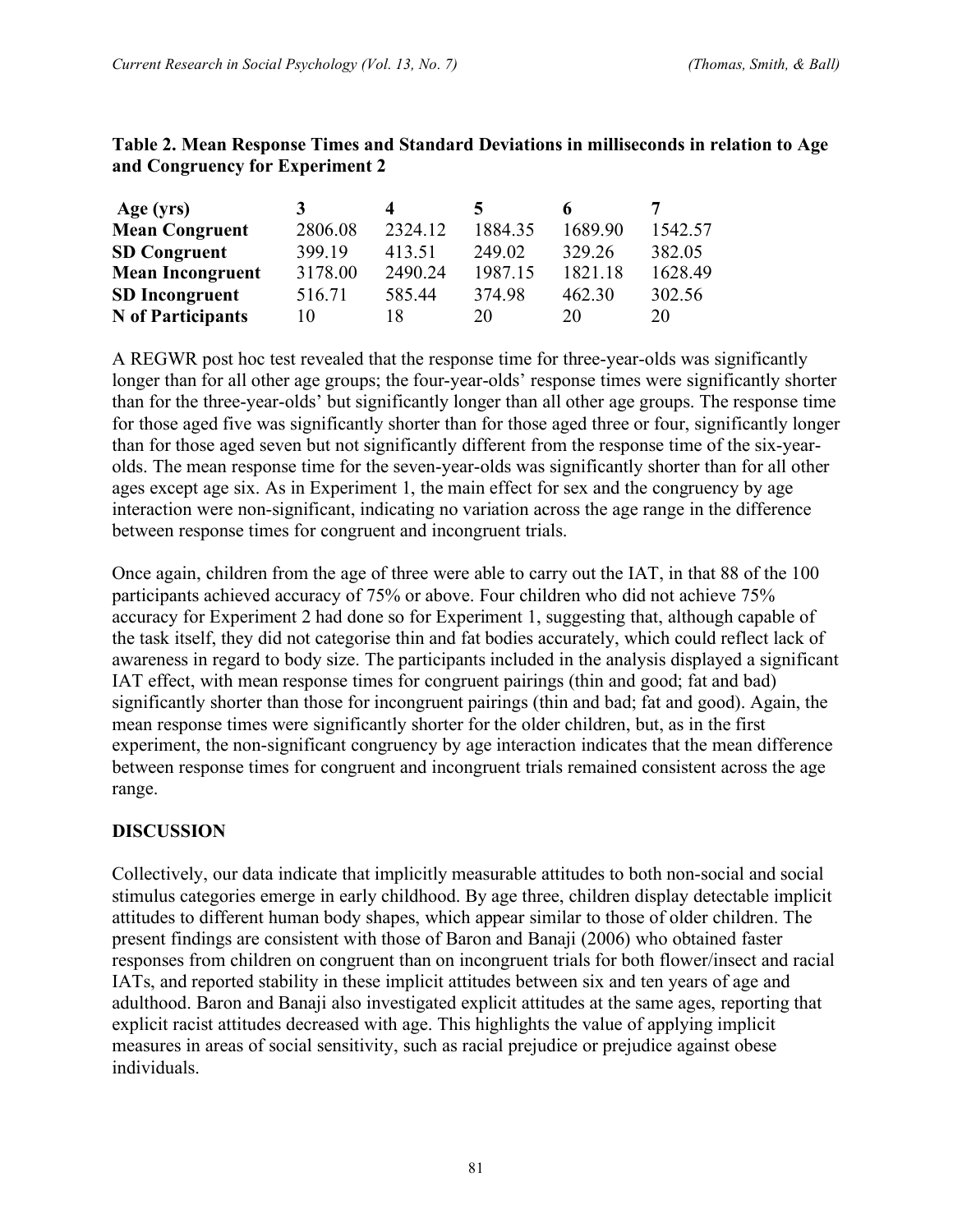**Table 2. Mean Response Times and Standard Deviations in milliseconds in relation to Age and Congruency for Experiment 2**

| **Age (yrs)** | **3** | **4** | **5** | **6** | **7** |
|---|---|---|---|---|---|
| **Mean Congruent** | 2806.08 | 2324.12 | 1884.35 | 1689.90 | 1542.57 |
| **SD Congruent** | 399.19 | 413.51 | 249.02 | 329.26 | 382.05 |
| **Mean Incongruent** | 3178.00 | 2490.24 | 1987.15 | 1821.18 | 1628.49 |
| **SD Incongruent** | 516.71 | 585.44 | 374.98 | 462.30 | 302.56 |
| **N of Participants** | 10 | 18 | 20 | 20 | 20 |

A REGWR post hoc test revealed that the response time for three-year-olds was significantly longer than for all other age groups; the four-year-olds' response times were significantly shorter than for the three-year-olds' but significantly longer than all other age groups. The response time for those aged five was significantly shorter than for those aged three or four, significantly longer than for those aged seven but not significantly different from the response time of the six-year-olds. The mean response time for the seven-year-olds was significantly shorter than for all other ages except age six. As in Experiment 1, the main effect for sex and the congruency by age interaction were non-significant, indicating no variation across the age range in the difference between response times for congruent and incongruent trials.

Once again, children from the age of three were able to carry out the IAT, in that 88 of the 100 participants achieved accuracy of 75% or above. Four children who did not achieve 75% accuracy for Experiment 2 had done so for Experiment 1, suggesting that, although capable of the task itself, they did not categorise thin and fat bodies accurately, which could reflect lack of awareness in regard to body size. The participants included in the analysis displayed a significant IAT effect, with mean response times for congruent pairings (thin and good; fat and bad) significantly shorter than those for incongruent pairings (thin and bad; fat and good). Again, the mean response times were significantly shorter for the older children, but, as in the first experiment, the non-significant congruency by age interaction indicates that the mean difference between response times for congruent and incongruent trials remained consistent across the age range.

## DISCUSSION

Collectively, our data indicate that implicitly measurable attitudes to both non-social and social stimulus categories emerge in early childhood. By age three, children display detectable implicit attitudes to different human body shapes, which appear similar to those of older children. The present findings are consistent with those of Baron and Banaji (2006) who obtained faster responses from children on congruent than on incongruent trials for both flower/insect and racial IATs, and reported stability in these implicit attitudes between six and ten years of age and adulthood. Baron and Banaji also investigated explicit attitudes at the same ages, reporting that explicit racist attitudes decreased with age. This highlights the value of applying implicit measures in areas of social sensitivity, such as racial prejudice or prejudice against obese individuals.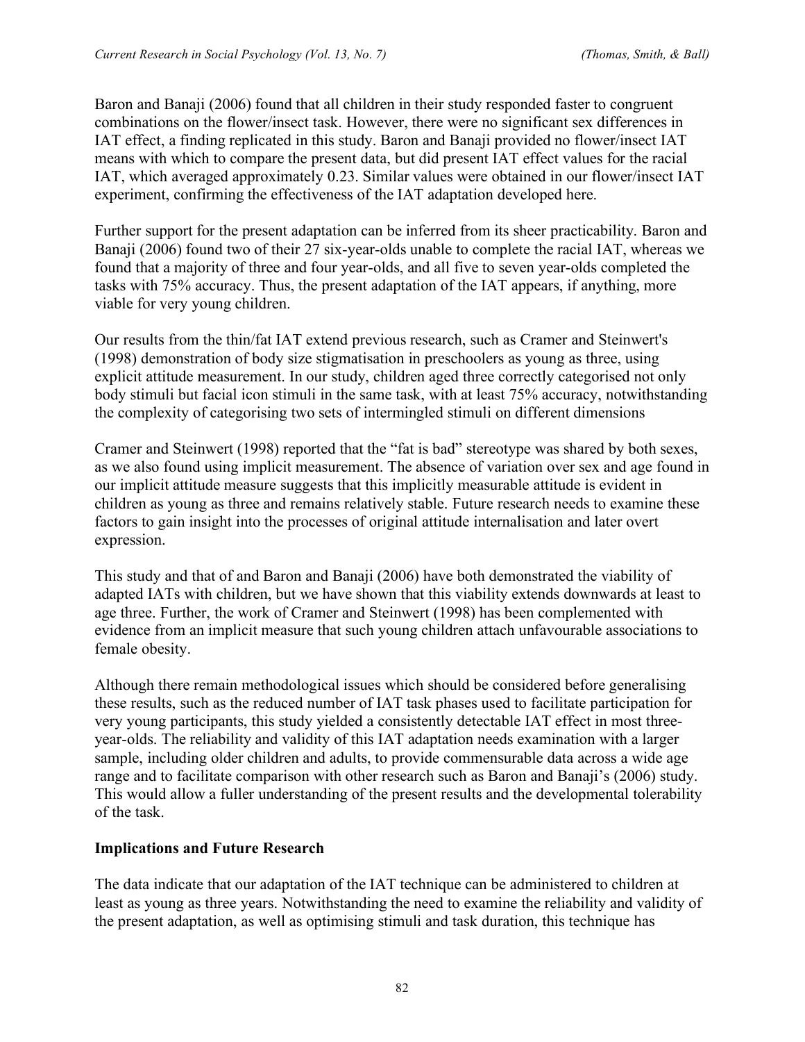Baron and Banaji (2006) found that all children in their study responded faster to congruent combinations on the flower/insect task. However, there were no significant sex differences in IAT effect, a finding replicated in this study. Baron and Banaji provided no flower/insect IAT means with which to compare the present data, but did present IAT effect values for the racial IAT, which averaged approximately 0.23. Similar values were obtained in our flower/insect IAT experiment, confirming the effectiveness of the IAT adaptation developed here.

Further support for the present adaptation can be inferred from its sheer practicability. Baron and Banaji (2006) found two of their 27 six-year-olds unable to complete the racial IAT, whereas we found that a majority of three and four year-olds, and all five to seven year-olds completed the tasks with 75% accuracy. Thus, the present adaptation of the IAT appears, if anything, more viable for very young children.

Our results from the thin/fat IAT extend previous research, such as Cramer and Steinwert's (1998) demonstration of body size stigmatisation in preschoolers as young as three, using explicit attitude measurement. In our study, children aged three correctly categorised not only body stimuli but facial icon stimuli in the same task, with at least 75% accuracy, notwithstanding the complexity of categorising two sets of intermingled stimuli on different dimensions

Cramer and Steinwert (1998) reported that the "fat is bad" stereotype was shared by both sexes, as we also found using implicit measurement. The absence of variation over sex and age found in our implicit attitude measure suggests that this implicitly measurable attitude is evident in children as young as three and remains relatively stable. Future research needs to examine these factors to gain insight into the processes of original attitude internalisation and later overt expression.

This study and that of and Baron and Banaji (2006) have both demonstrated the viability of adapted IATs with children, but we have shown that this viability extends downwards at least to age three. Further, the work of Cramer and Steinwert (1998) has been complemented with evidence from an implicit measure that such young children attach unfavourable associations to female obesity.

Although there remain methodological issues which should be considered before generalising these results, such as the reduced number of IAT task phases used to facilitate participation for very young participants, this study yielded a consistently detectable IAT effect in most three-year-olds. The reliability and validity of this IAT adaptation needs examination with a larger sample, including older children and adults, to provide commensurable data across a wide age range and to facilitate comparison with other research such as Baron and Banaji's (2006) study. This would allow a fuller understanding of the present results and the developmental tolerability of the task.

## Implications and Future Research

The data indicate that our adaptation of the IAT technique can be administered to children at least as young as three years. Notwithstanding the need to examine the reliability and validity of the present adaptation, as well as optimising stimuli and task duration, this technique has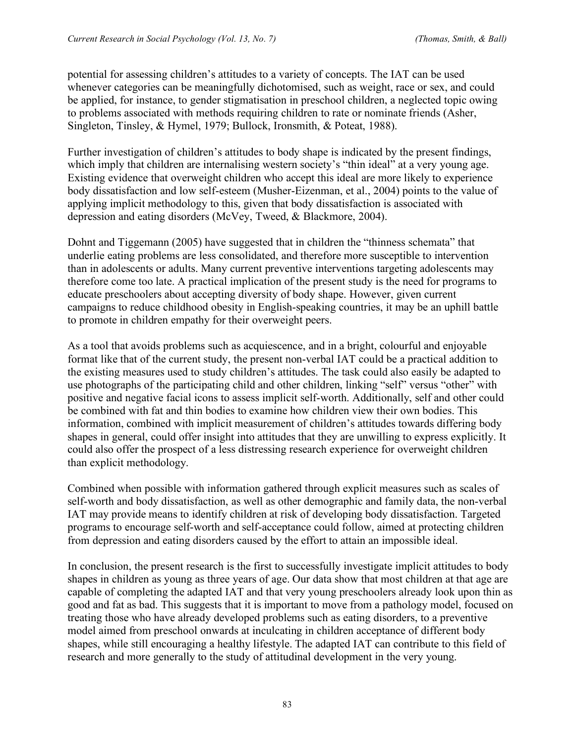potential for assessing children's attitudes to a variety of concepts. The IAT can be used whenever categories can be meaningfully dichotomised, such as weight, race or sex, and could be applied, for instance, to gender stigmatisation in preschool children, a neglected topic owing to problems associated with methods requiring children to rate or nominate friends (Asher, Singleton, Tinsley, & Hymel, 1979; Bullock, Ironsmith, & Poteat, 1988).

Further investigation of children's attitudes to body shape is indicated by the present findings, which imply that children are internalising western society's "thin ideal" at a very young age. Existing evidence that overweight children who accept this ideal are more likely to experience body dissatisfaction and low self-esteem (Musher-Eizenman, et al., 2004) points to the value of applying implicit methodology to this, given that body dissatisfaction is associated with depression and eating disorders (McVey, Tweed, & Blackmore, 2004).

Dohnt and Tiggemann (2005) have suggested that in children the "thinness schemata" that underlie eating problems are less consolidated, and therefore more susceptible to intervention than in adolescents or adults. Many current preventive interventions targeting adolescents may therefore come too late. A practical implication of the present study is the need for programs to educate preschoolers about accepting diversity of body shape. However, given current campaigns to reduce childhood obesity in English-speaking countries, it may be an uphill battle to promote in children empathy for their overweight peers.

As a tool that avoids problems such as acquiescence, and in a bright, colourful and enjoyable format like that of the current study, the present non-verbal IAT could be a practical addition to the existing measures used to study children's attitudes. The task could also easily be adapted to use photographs of the participating child and other children, linking "self" versus "other" with positive and negative facial icons to assess implicit self-worth. Additionally, self and other could be combined with fat and thin bodies to examine how children view their own bodies. This information, combined with implicit measurement of children's attitudes towards differing body shapes in general, could offer insight into attitudes that they are unwilling to express explicitly. It could also offer the prospect of a less distressing research experience for overweight children than explicit methodology.

Combined when possible with information gathered through explicit measures such as scales of self-worth and body dissatisfaction, as well as other demographic and family data, the non-verbal IAT may provide means to identify children at risk of developing body dissatisfaction. Targeted programs to encourage self-worth and self-acceptance could follow, aimed at protecting children from depression and eating disorders caused by the effort to attain an impossible ideal.

In conclusion, the present research is the first to successfully investigate implicit attitudes to body shapes in children as young as three years of age. Our data show that most children at that age are capable of completing the adapted IAT and that very young preschoolers already look upon thin as good and fat as bad. This suggests that it is important to move from a pathology model, focused on treating those who have already developed problems such as eating disorders, to a preventive model aimed from preschool onwards at inculcating in children acceptance of different body shapes, while still encouraging a healthy lifestyle. The adapted IAT can contribute to this field of research and more generally to the study of attitudinal development in the very young.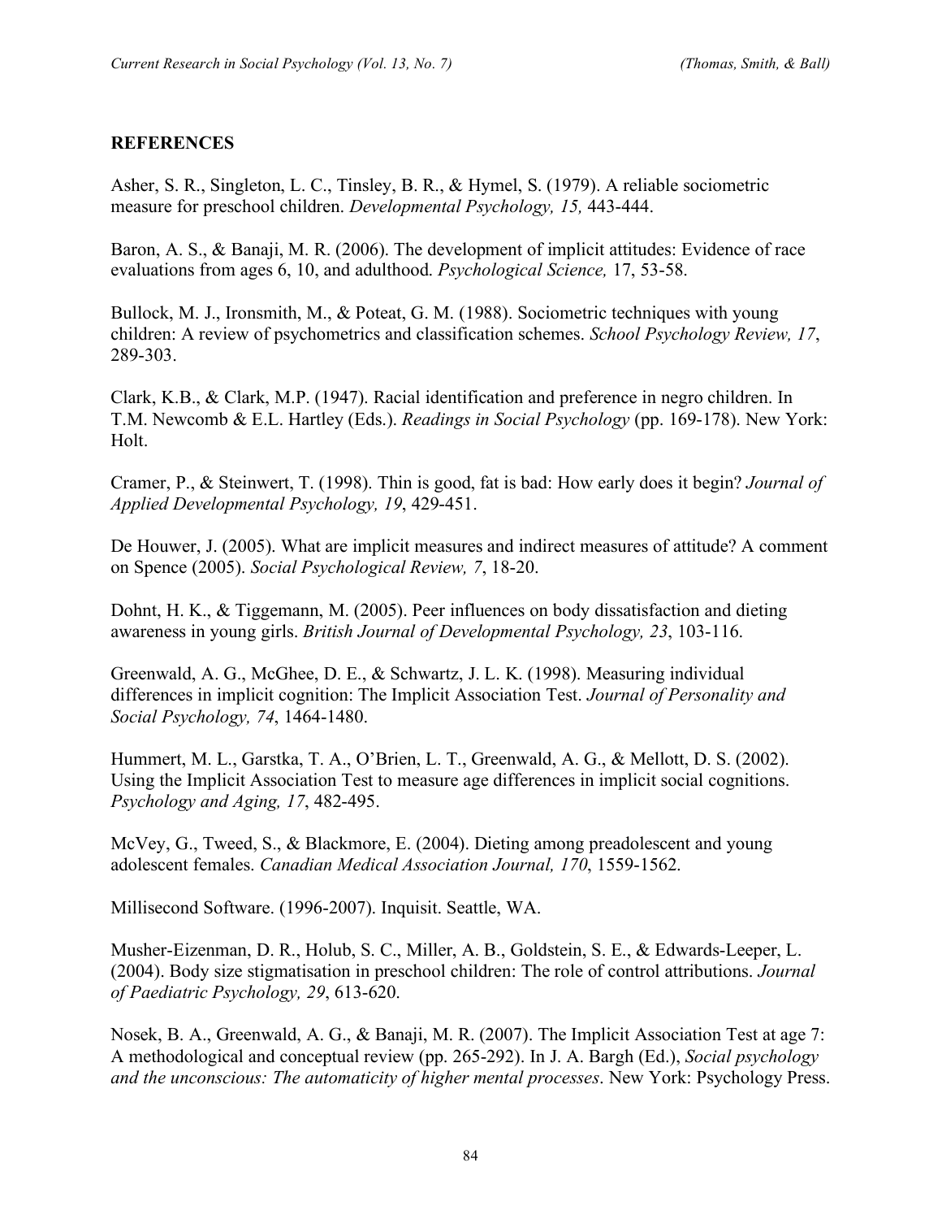## REFERENCES

Asher, S. R., Singleton, L. C., Tinsley, B. R., & Hymel, S. (1979). A reliable sociometric measure for preschool children. *Developmental Psychology, 15,* 443-444.

Baron, A. S., & Banaji, M. R. (2006). The development of implicit attitudes: Evidence of race evaluations from ages 6, 10, and adulthood. *Psychological Science,* 17, 53-58.

Bullock, M. J., Ironsmith, M., & Poteat, G. M. (1988). Sociometric techniques with young children: A review of psychometrics and classification schemes. *School Psychology Review, 17*, 289-303.

Clark, K.B., & Clark, M.P. (1947). Racial identification and preference in negro children. In T.M. Newcomb & E.L. Hartley (Eds.). *Readings in Social Psychology* (pp. 169-178). New York: Holt.

Cramer, P., & Steinwert, T. (1998). Thin is good, fat is bad: How early does it begin? *Journal of Applied Developmental Psychology, 19*, 429-451.

De Houwer, J. (2005). What are implicit measures and indirect measures of attitude? A comment on Spence (2005). *Social Psychological Review, 7*, 18-20.

Dohnt, H. K., & Tiggemann, M. (2005). Peer influences on body dissatisfaction and dieting awareness in young girls. *British Journal of Developmental Psychology, 23*, 103-116.

Greenwald, A. G., McGhee, D. E., & Schwartz, J. L. K. (1998). Measuring individual differences in implicit cognition: The Implicit Association Test. *Journal of Personality and Social Psychology, 74*, 1464-1480.

Hummert, M. L., Garstka, T. A., O'Brien, L. T., Greenwald, A. G., & Mellott, D. S. (2002). Using the Implicit Association Test to measure age differences in implicit social cognitions. *Psychology and Aging, 17*, 482-495.

McVey, G., Tweed, S., & Blackmore, E. (2004). Dieting among preadolescent and young adolescent females. *Canadian Medical Association Journal, 170*, 1559-1562.

Millisecond Software. (1996-2007). Inquisit. Seattle, WA.

Musher-Eizenman, D. R., Holub, S. C., Miller, A. B., Goldstein, S. E., & Edwards-Leeper, L. (2004). Body size stigmatisation in preschool children: The role of control attributions. *Journal of Paediatric Psychology, 29*, 613-620.

Nosek, B. A., Greenwald, A. G., & Banaji, M. R. (2007). The Implicit Association Test at age 7: A methodological and conceptual review (pp. 265-292). In J. A. Bargh (Ed.), *Social psychology and the unconscious: The automaticity of higher mental processes*. New York: Psychology Press.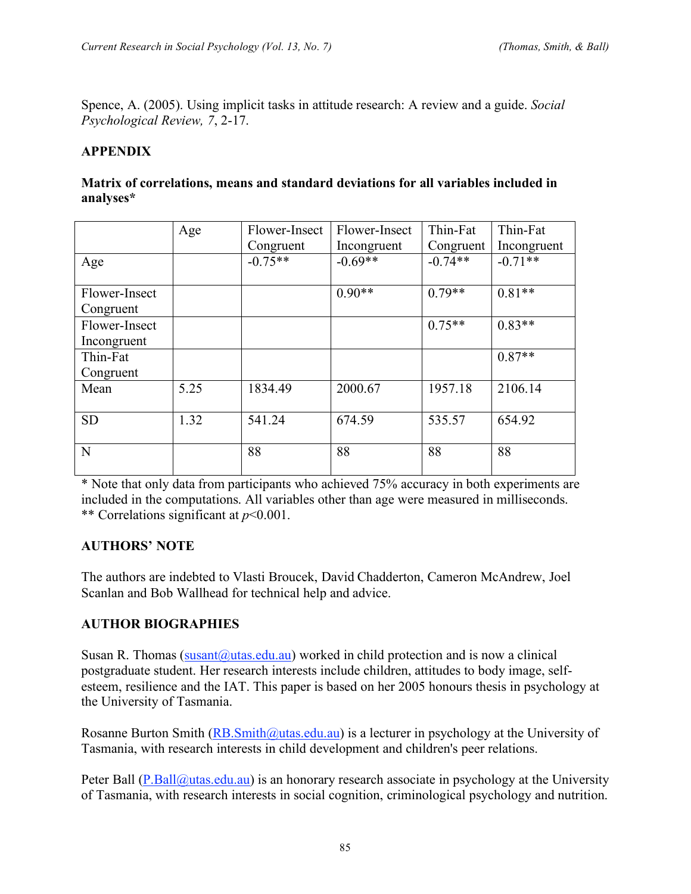Spence, A. (2005). Using implicit tasks in attitude research: A review and a guide. *Social Psychological Review, 7*, 2-17.

## APPENDIX

**Matrix of correlations, means and standard deviations for all variables included in analyses***

| | Age | Flower-Insect Congruent | Flower-Insect Incongruent | Thin-Fat Congruent | Thin-Fat Incongruent |
|---|---|---|---|---|---|
| Age | | -0.75** | -0.69** | -0.74** | -0.71** |
| Flower-Insect Congruent | | | 0.90** | 0.79** | 0.81** |
| Flower-Insect Incongruent | | | | 0.75** | 0.83** |
| Thin-Fat Congruent | | | | | 0.87** |
| Mean | 5.25 | 1834.49 | 2000.67 | 1957.18 | 2106.14 |
| SD | 1.32 | 541.24 | 674.59 | 535.57 | 654.92 |
| N | | 88 | 88 | 88 | 88 |

* Note that only data from participants who achieved 75% accuracy in both experiments are included in the computations. All variables other than age were measured in milliseconds.
** Correlations significant at $p<0.001$.

## AUTHORS' NOTE

The authors are indebted to Vlasti Broucek, David Chadderton, Cameron McAndrew, Joel Scanlan and Bob Wallhead for technical help and advice.

## AUTHOR BIOGRAPHIES

Susan R. Thomas (susant@utas.edu.au) worked in child protection and is now a clinical postgraduate student. Her research interests include children, attitudes to body image, self-esteem, resilience and the IAT. This paper is based on her 2005 honours thesis in psychology at the University of Tasmania.

Rosanne Burton Smith (RB.Smith@utas.edu.au) is a lecturer in psychology at the University of Tasmania, with research interests in child development and children's peer relations.

Peter Ball (P.Ball@utas.edu.au) is an honorary research associate in psychology at the University of Tasmania, with research interests in social cognition, criminological psychology and nutrition.